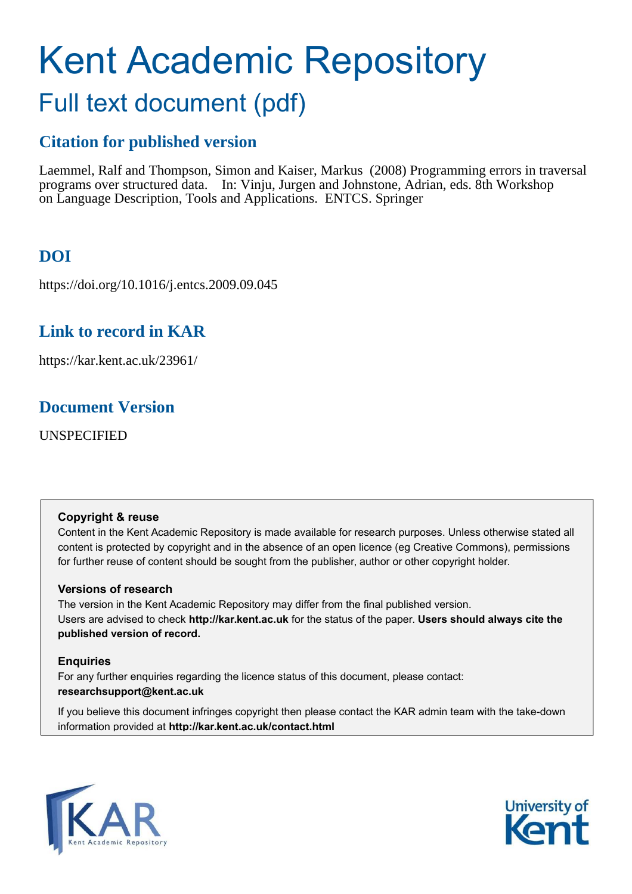# Kent Academic Repository

## Full text document (pdf)

### Citation for published version

Laemmel, Ralf and Thompson, Simon and Kaiser, Markus (2008) Programming errors in traversal programs over structured data. In: Vinju, Jurgen and Johnstone, Adrian, eds. 8th Workshop on Language Description, Tools and Applications. ENTCS. Springer

### DOI

https://doi.org/10.1016/j.entcs.2009.09.045

### Link to record in KAR

https://kar.kent.ac.uk/23961/

### Document Version

UNSPECIFIED

**Copyright & reuse**

Content in the Kent Academic Repository is made available for research purposes. Unless otherwise stated all content is protected by copyright and in the absence of an open licence (eg Creative Commons), permissions for further reuse of content should be sought from the publisher, author or other copyright holder.

**Versions of research**

The version in the Kent Academic Repository may differ from the final published version. Users are advised to check **http://kar.kent.ac.uk** for the status of the paper. **Users should always cite the published version of record.**

**Enquiries**

For any further enquiries regarding the licence status of this document, please contact: **researchsupport@kent.ac.uk**

If you believe this document infringes copyright then please contact the KAR admin team with the take-down information provided at **http://kar.kent.ac.uk/contact.html**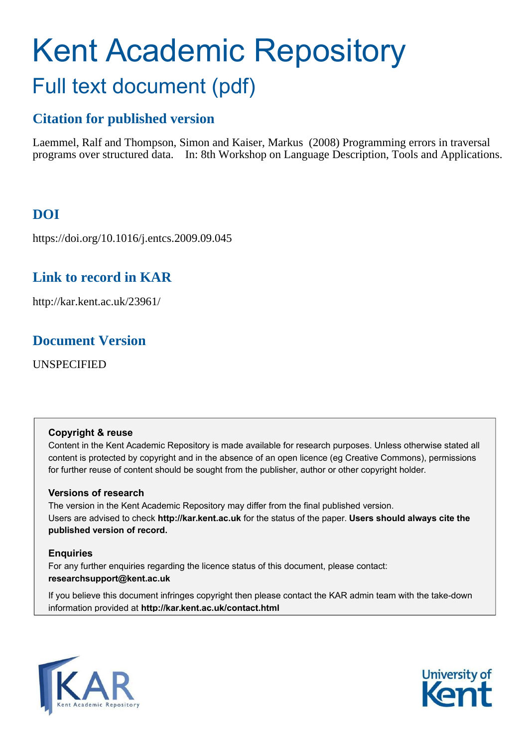# Kent Academic Repository

## Full text document (pdf)

### Citation for published version

Laemmel, Ralf and Thompson, Simon and Kaiser, Markus (2008) Programming errors in traversal programs over structured data. In: 8th Workshop on Language Description, Tools and Applications.

### DOI

https://doi.org/10.1016/j.entcs.2009.09.045

### Link to record in KAR

http://kar.kent.ac.uk/23961/

### Document Version

UNSPECIFIED

**Copyright & reuse**

Content in the Kent Academic Repository is made available for research purposes. Unless otherwise stated all content is protected by copyright and in the absence of an open licence (eg Creative Commons), permissions for further reuse of content should be sought from the publisher, author or other copyright holder.

**Versions of research**

The version in the Kent Academic Repository may differ from the final published version. Users are advised to check **http://kar.kent.ac.uk** for the status of the paper. **Users should always cite the published version of record.**

**Enquiries**

For any further enquiries regarding the licence status of this document, please contact: **researchsupport@kent.ac.uk**

If you believe this document infringes copyright then please contact the KAR admin team with the take-down information provided at **http://kar.kent.ac.uk/contact.html**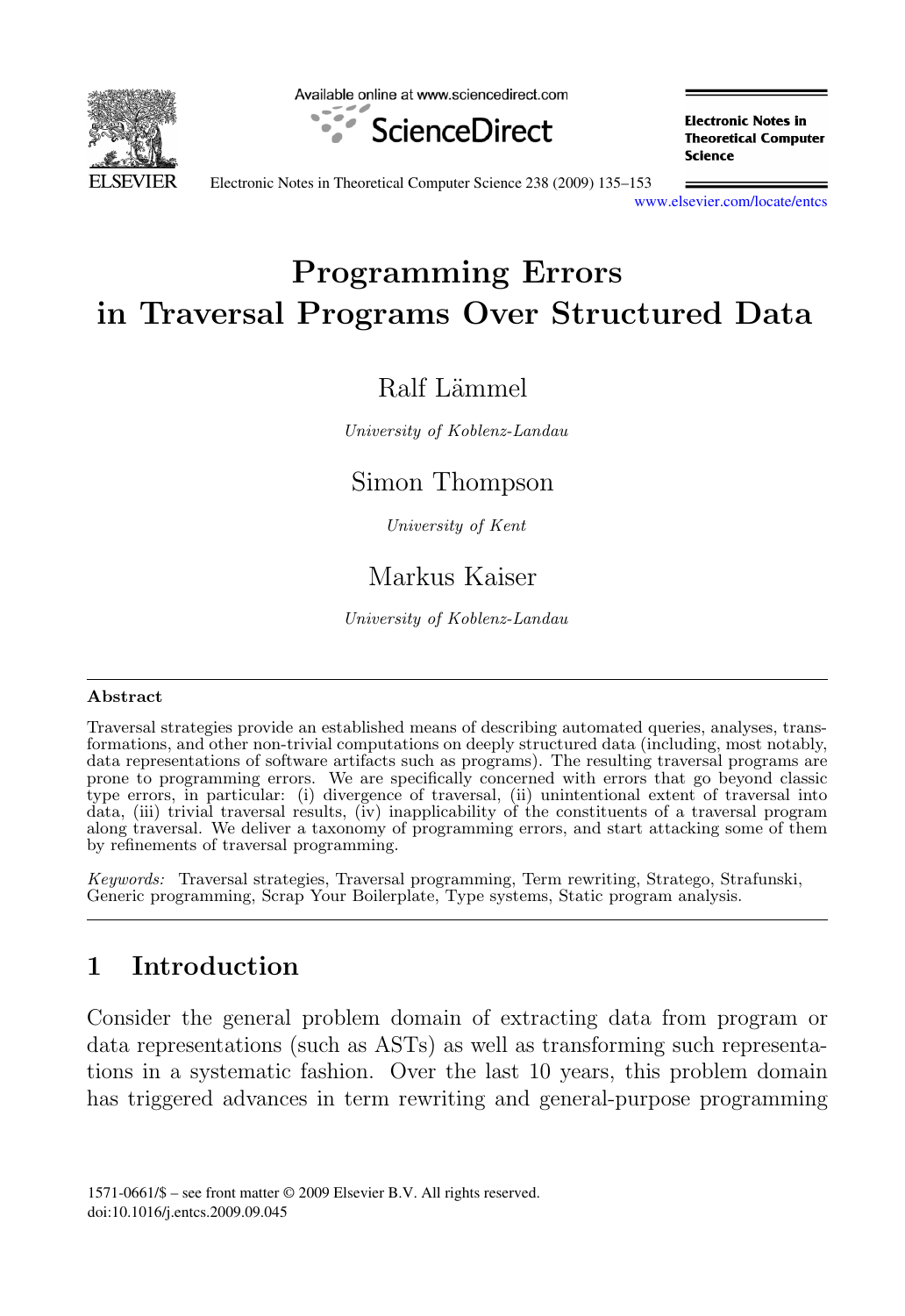# Programming Errors in Traversal Programs Over Structured Data

Ralf Lämmel

*University of Koblenz-Landau*

Simon Thompson

*University of Kent*

Markus Kaiser

*University of Koblenz-Landau*

## Abstract

Traversal strategies provide an established means of describing automated queries, analyses, transformations, and other non-trivial computations on deeply structured data (including, most notably, data representations of software artifacts such as programs). The resulting traversal programs are prone to programming errors. We are specifically concerned with errors that go beyond classic type errors, in particular: (i) divergence of traversal, (ii) unintentional extent of traversal into data, (iii) trivial traversal results, (iv) inapplicability of the constituents of a traversal program along traversal. We deliver a taxonomy of programming errors, and start attacking some of them by refinements of traversal programming.

*Keywords:* Traversal strategies, Traversal programming, Term rewriting, Stratego, Strafunski, Generic programming, Scrap Your Boilerplate, Type systems, Static program analysis.

## 1 Introduction

Consider the general problem domain of extracting data from program or data representations (such as ASTs) as well as transforming such representations in a systematic fashion. Over the last 10 years, this problem domain has triggered advances in term rewriting and general-purpose programming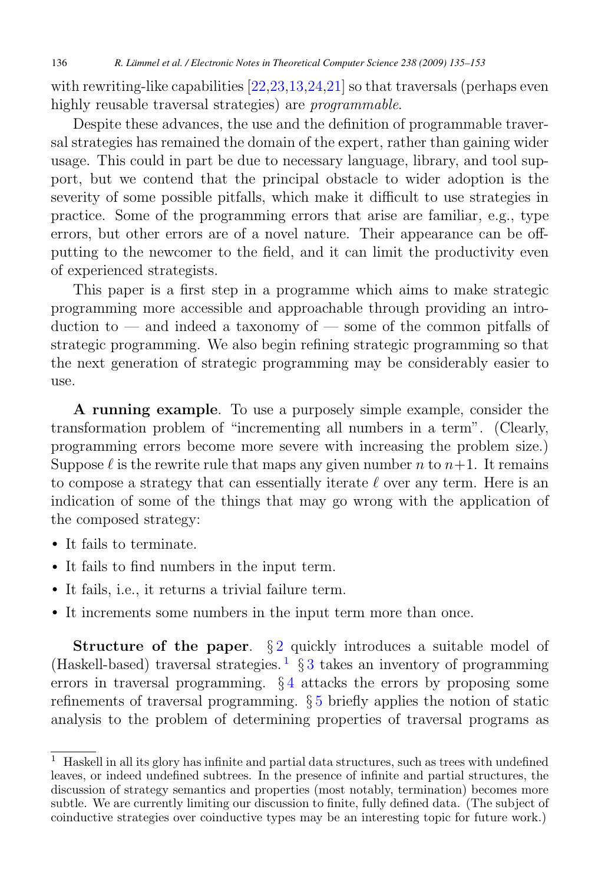with rewriting-like capabilities [22,23,13,24,21] so that traversals (perhaps even highly reusable traversal strategies) are *programmable*.

Despite these advances, the use and the definition of programmable traversal strategies has remained the domain of the expert, rather than gaining wider usage. This could in part be due to necessary language, library, and tool support, but we contend that the principal obstacle to wider adoption is the severity of some possible pitfalls, which make it difficult to use strategies in practice. Some of the programming errors that arise are familiar, e.g., type errors, but other errors are of a novel nature. Their appearance can be off-putting to the newcomer to the field, and it can limit the productivity even of experienced strategists.

This paper is a first step in a programme which aims to make strategic programming more accessible and approachable through providing an introduction to — and indeed a taxonomy of — some of the common pitfalls of strategic programming. We also begin refining strategic programming so that the next generation of strategic programming may be considerably easier to use.

**A running example**. To use a purposely simple example, consider the transformation problem of "incrementing all numbers in a term". (Clearly, programming errors become more severe with increasing the problem size.) Suppose $\ell$ is the rewrite rule that maps any given number $n$ to $n+1$. It remains to compose a strategy that can essentially iterate $\ell$ over any term. Here is an indication of some of the things that may go wrong with the application of the composed strategy:

- It fails to terminate.
- It fails to find numbers in the input term.
- It fails, i.e., it returns a trivial failure term.
- It increments some numbers in the input term more than once.

**Structure of the paper**. § 2 quickly introduces a suitable model of (Haskell-based) traversal strategies.[1] § 3 takes an inventory of programming errors in traversal programming. § 4 attacks the errors by proposing some refinements of traversal programming. § 5 briefly applies the notion of static analysis to the problem of determining properties of traversal programs as

---

[1] Haskell in all its glory has infinite and partial data structures, such as trees with undefined leaves, or indeed undefined subtrees. In the presence of infinite and partial structures, the discussion of strategy semantics and properties (most notably, termination) becomes more subtle. We are currently limiting our discussion to finite, fully defined data. (The subject of coinductive strategies over coinductive types may be an interesting topic for future work.)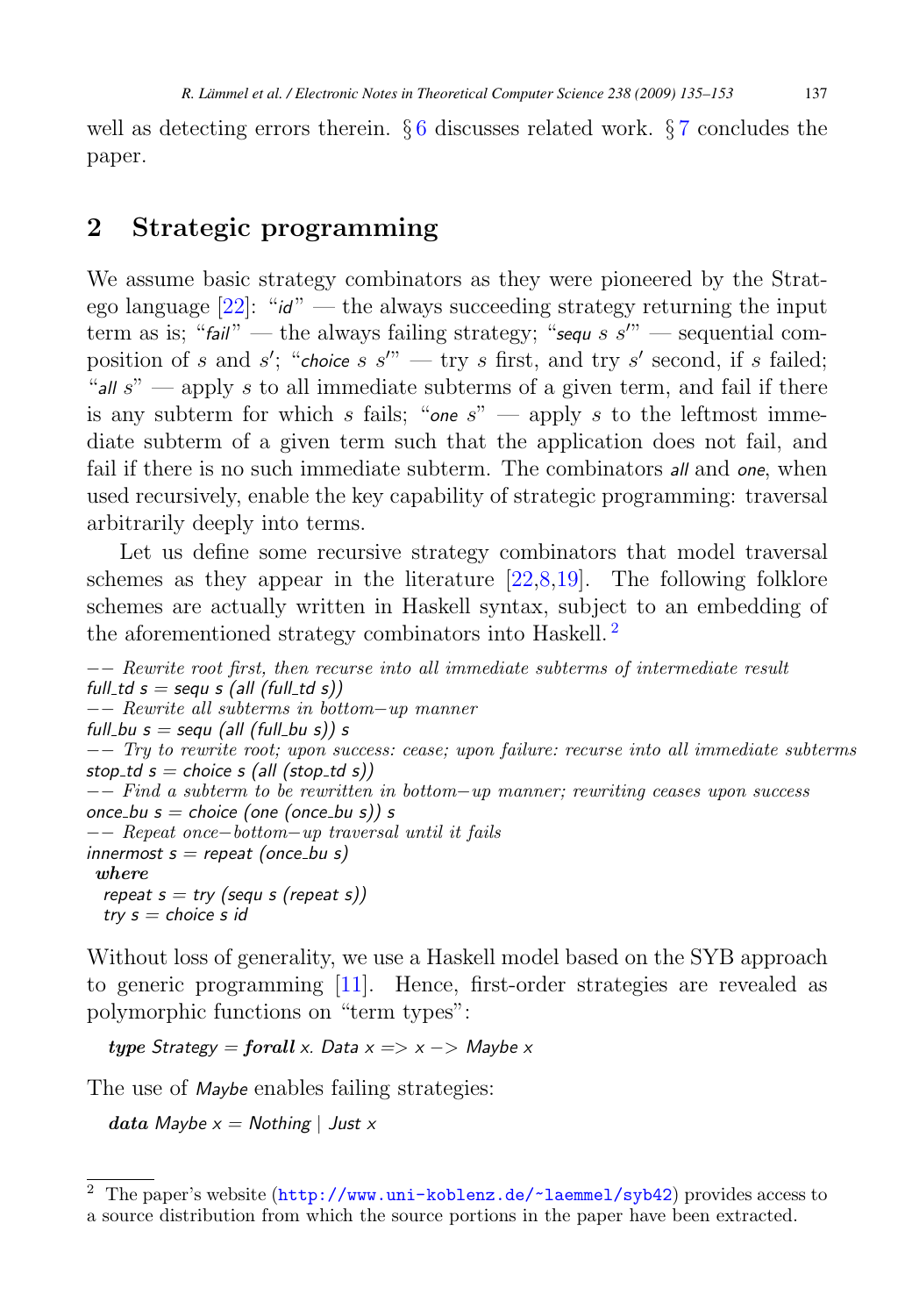well as detecting errors therein. § 6 discusses related work. § 7 concludes the paper.

## 2 Strategic programming

We assume basic strategy combinators as they were pioneered by the Stratego language [22]: "*id*" — the always succeeding strategy returning the input term as is; "*fail*" — the always failing strategy; "*sequ* $s$ $s'$" — sequential composition of $s$ and $s'$; "*choice* $s$ $s'$" — try $s$ first, and try $s'$ second, if $s$ failed; "*all* $s$" — apply $s$ to all immediate subterms of a given term, and fail if there is any subterm for which $s$ fails; "*one* $s$" — apply $s$ to the leftmost immediate subterm of a given term such that the application does not fail, and fail if there is no such immediate subterm. The combinators *all* and *one*, when used recursively, enable the key capability of strategic programming: traversal arbitrarily deeply into terms.

Let us define some recursive strategy combinators that model traversal schemes as they appear in the literature [22,8,19]. The following folklore schemes are actually written in Haskell syntax, subject to an embedding of the aforementioned strategy combinators into Haskell. [2]

```
-- Rewrite root first, then recurse into all immediate subterms of intermediate result
full_td s = sequ s (all (full_td s))
-- Rewrite all subterms in bottom-up manner
full_bu s = sequ (all (full_bu s)) s
-- Try to rewrite root; upon success: cease; upon failure: recurse into all immediate subterms
stop_td s = choice s (all (stop_td s))
-- Find a subterm to be rewritten in bottom-up manner; rewriting ceases upon success
once_bu s = choice (one (once_bu s)) s
-- Repeat once-bottom-up traversal until it fails
innermost s = repeat (once_bu s)
 where
  repeat s = try (sequ s (repeat s))
  try s = choice s id
```

Without loss of generality, we use a Haskell model based on the SYB approach to generic programming [11]. Hence, first-order strategies are revealed as polymorphic functions on "term types":

```
type Strategy = forall x. Data x => x -> Maybe x
```

The use of *Maybe* enables failing strategies:

```
data Maybe x = Nothing | Just x
```

---

[2] The paper's website (http://www.uni-koblenz.de/~laemmel/syb42) provides access to a source distribution from which the source portions in the paper have been extracted.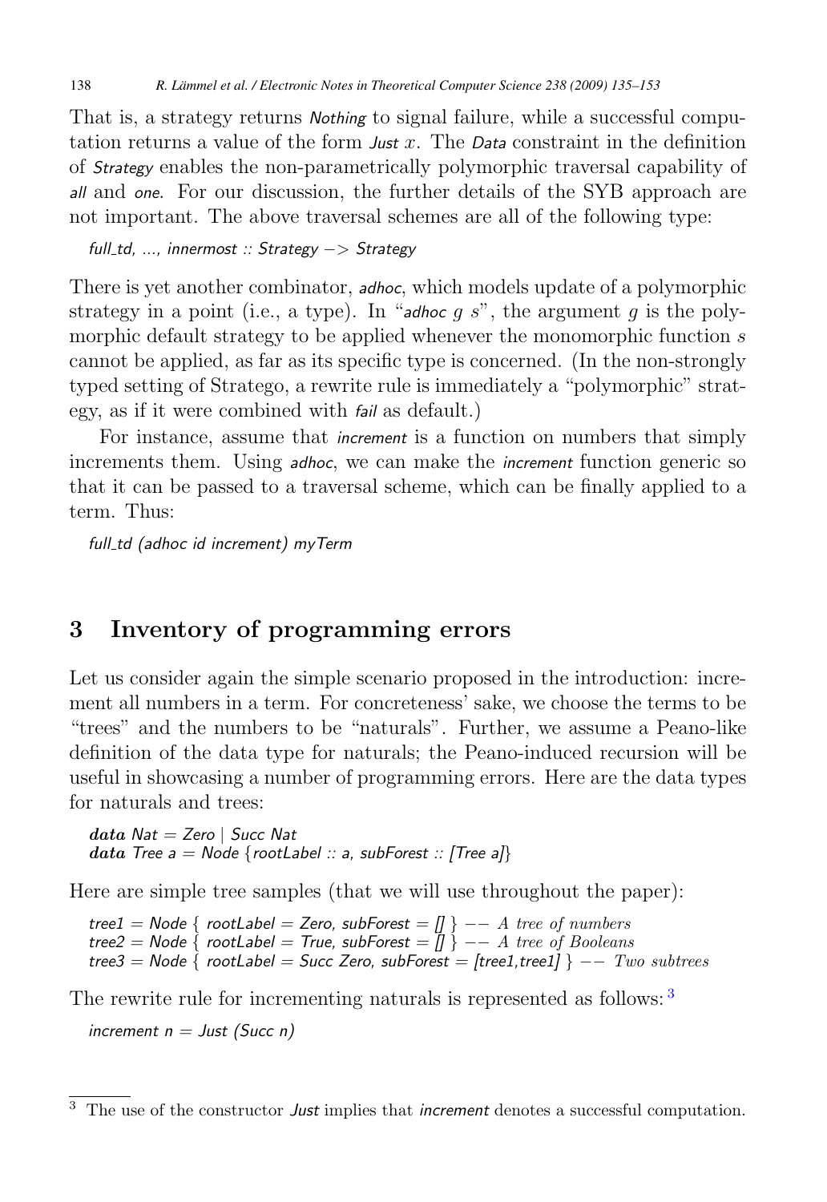That is, a strategy returns *Nothing* to signal failure, while a successful computation returns a value of the form *Just* $x$. The *Data* constraint in the definition of *Strategy* enables the non-parametrically polymorphic traversal capability of *all* and *one*. For our discussion, the further details of the SYB approach are not important. The above traversal schemes are all of the following type:

```
full_td, ..., innermost :: Strategy -> Strategy
```

There is yet another combinator, *adhoc*, which models update of a polymorphic strategy in a point (i.e., a type). In "*adhoc* $g$ $s$", the argument $g$ is the polymorphic default strategy to be applied whenever the monomorphic function $s$ cannot be applied, as far as its specific type is concerned. (In the non-strongly typed setting of Stratego, a rewrite rule is immediately a "polymorphic" strategy, as if it were combined with *fail* as default.)

For instance, assume that *increment* is a function on numbers that simply increments them. Using *adhoc*, we can make the *increment* function generic so that it can be passed to a traversal scheme, which can be finally applied to a term. Thus:

```
full_td (adhoc id increment) myTerm
```

## 3 Inventory of programming errors

Let us consider again the simple scenario proposed in the introduction: increment all numbers in a term. For concreteness' sake, we choose the terms to be "trees" and the numbers to be "naturals". Further, we assume a Peano-like definition of the data type for naturals; the Peano-induced recursion will be useful in showcasing a number of programming errors. Here are the data types for naturals and trees:

```
data Nat = Zero | Succ Nat
data Tree a = Node {rootLabel :: a, subForest :: [Tree a]}
```

Here are simple tree samples (that we will use throughout the paper):

```
tree1 = Node { rootLabel = Zero, subForest = [] } -- A tree of numbers
tree2 = Node { rootLabel = True, subForest = [] } -- A tree of Booleans
tree3 = Node { rootLabel = Succ Zero, subForest = [tree1,tree1] } -- Two subtrees
```

The rewrite rule for incrementing naturals is represented as follows: [3]

```
increment n = Just (Succ n)
```

[3] The use of the constructor *Just* implies that *increment* denotes a successful computation.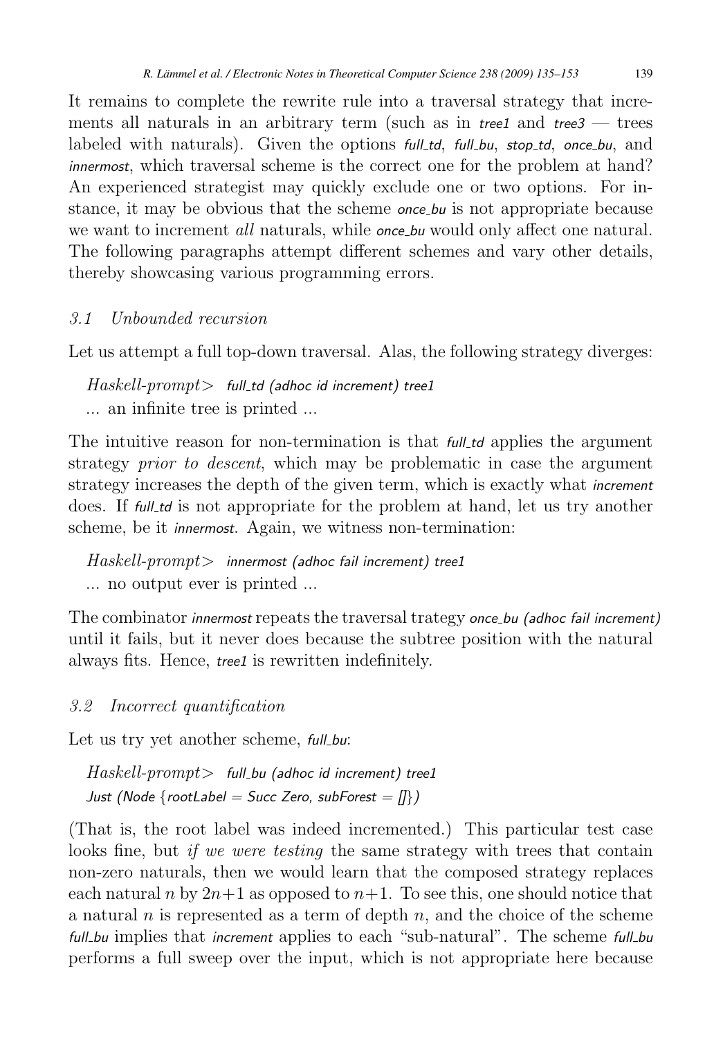It remains to complete the rewrite rule into a traversal strategy that increments all naturals in an arbitrary term (such as in *tree1* and *tree3* — trees labeled with naturals). Given the options *full_td*, *full_bu*, *stop_td*, *once_bu*, and *innermost*, which traversal scheme is the correct one for the problem at hand? An experienced strategist may quickly exclude one or two options. For instance, it may be obvious that the scheme *once_bu* is not appropriate because we want to increment *all* naturals, while *once_bu* would only affect one natural. The following paragraphs attempt different schemes and vary other details, thereby showcasing various programming errors.

### 3.1 Unbounded recursion

Let us attempt a full top-down traversal. Alas, the following strategy diverges:

```
Haskell-prompt> full_td (adhoc id increment) tree1
... an infinite tree is printed ...
```

The intuitive reason for non-termination is that *full_td* applies the argument strategy *prior to descent*, which may be problematic in case the argument strategy increases the depth of the given term, which is exactly what *increment* does. If *full_td* is not appropriate for the problem at hand, let us try another scheme, be it *innermost*. Again, we witness non-termination:

```
Haskell-prompt> innermost (adhoc fail increment) tree1
... no output ever is printed ...
```

The combinator *innermost* repeats the traversal trategy *once_bu (adhoc fail increment)* until it fails, but it never does because the subtree position with the natural always fits. Hence, *tree1* is rewritten indefinitely.

### 3.2 Incorrect quantification

Let us try yet another scheme, *full_bu*:

```
Haskell-prompt> full_bu (adhoc id increment) tree1
Just (Node {rootLabel = Succ Zero, subForest = []})
```

(That is, the root label was indeed incremented.) This particular test case looks fine, but *if we were testing* the same strategy with trees that contain non-zero naturals, then we would learn that the composed strategy replaces each natural $n$ by $2n+1$ as opposed to $n+1$. To see this, one should notice that a natural $n$ is represented as a term of depth $n$, and the choice of the scheme *full_bu* implies that *increment* applies to each "sub-natural". The scheme *full_bu* performs a full sweep over the input, which is not appropriate here because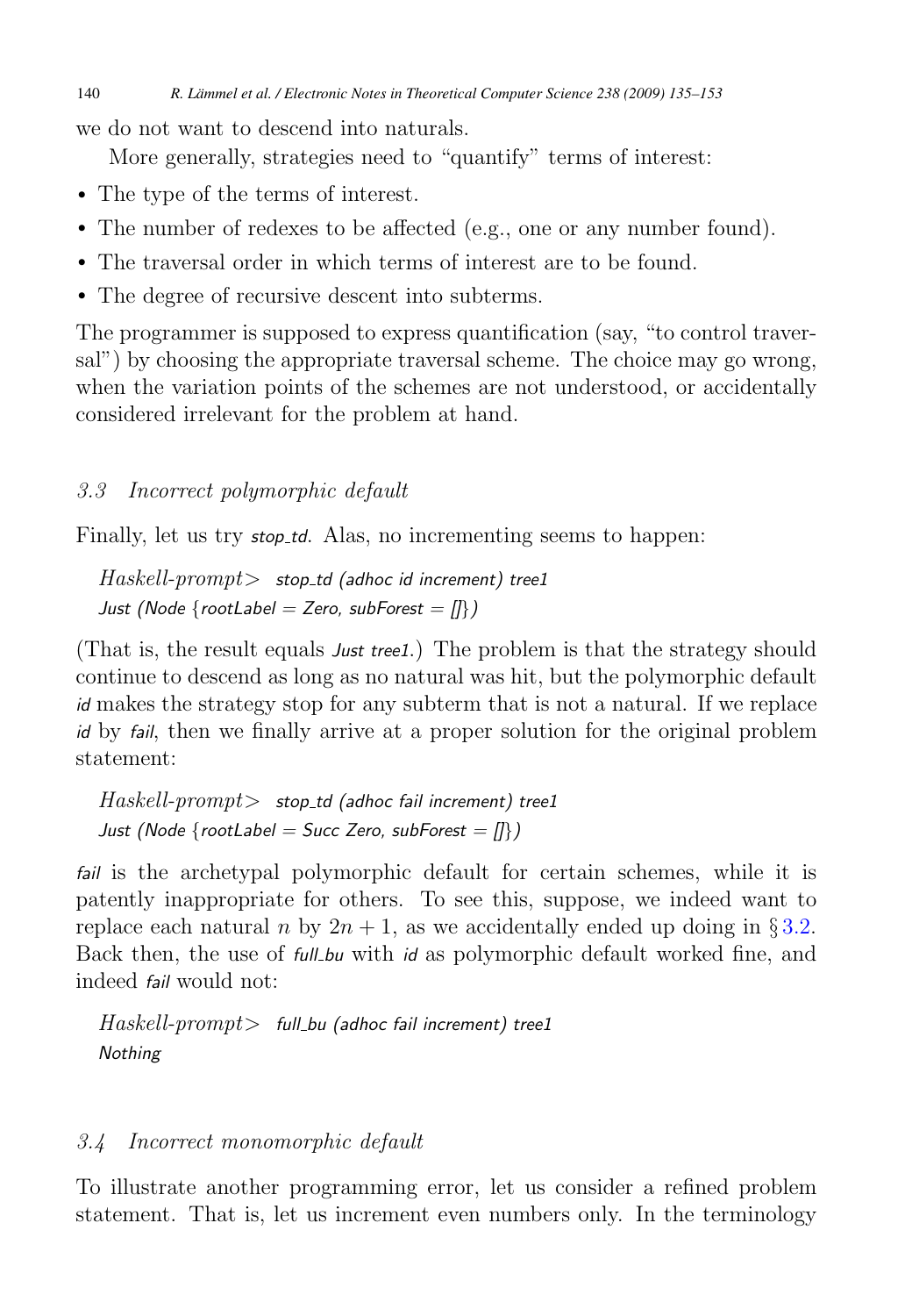we do not want to descend into naturals.

More generally, strategies need to "quantify" terms of interest:

- The type of the terms of interest.
- The number of redexes to be affected (e.g., one or any number found).
- The traversal order in which terms of interest are to be found.
- The degree of recursive descent into subterms.

The programmer is supposed to express quantification (say, "to control traversal") by choosing the appropriate traversal scheme. The choice may go wrong, when the variation points of the schemes are not understood, or accidentally considered irrelevant for the problem at hand.

### *3.3 Incorrect polymorphic default*

Finally, let us try *stop_td*. Alas, no incrementing seems to happen:

```
Haskell-prompt> stop_td (adhoc id increment) tree1
Just (Node {rootLabel = Zero, subForest = []})
```

(That is, the result equals *Just tree1*.) The problem is that the strategy should continue to descend as long as no natural was hit, but the polymorphic default *id* makes the strategy stop for any subterm that is not a natural. If we replace *id* by *fail*, then we finally arrive at a proper solution for the original problem statement:

```
Haskell-prompt> stop_td (adhoc fail increment) tree1
Just (Node {rootLabel = Succ Zero, subForest = []})
```

*fail* is the archetypal polymorphic default for certain schemes, while it is patently inappropriate for others. To see this, suppose, we indeed want to replace each natural $n$ by $2n + 1$, as we accidentally ended up doing in § 3.2. Back then, the use of *full_bu* with *id* as polymorphic default worked fine, and indeed *fail* would not:

```
Haskell-prompt> full_bu (adhoc fail increment) tree1
Nothing
```

### *3.4 Incorrect monomorphic default*

To illustrate another programming error, let us consider a refined problem statement. That is, let us increment even numbers only. In the terminology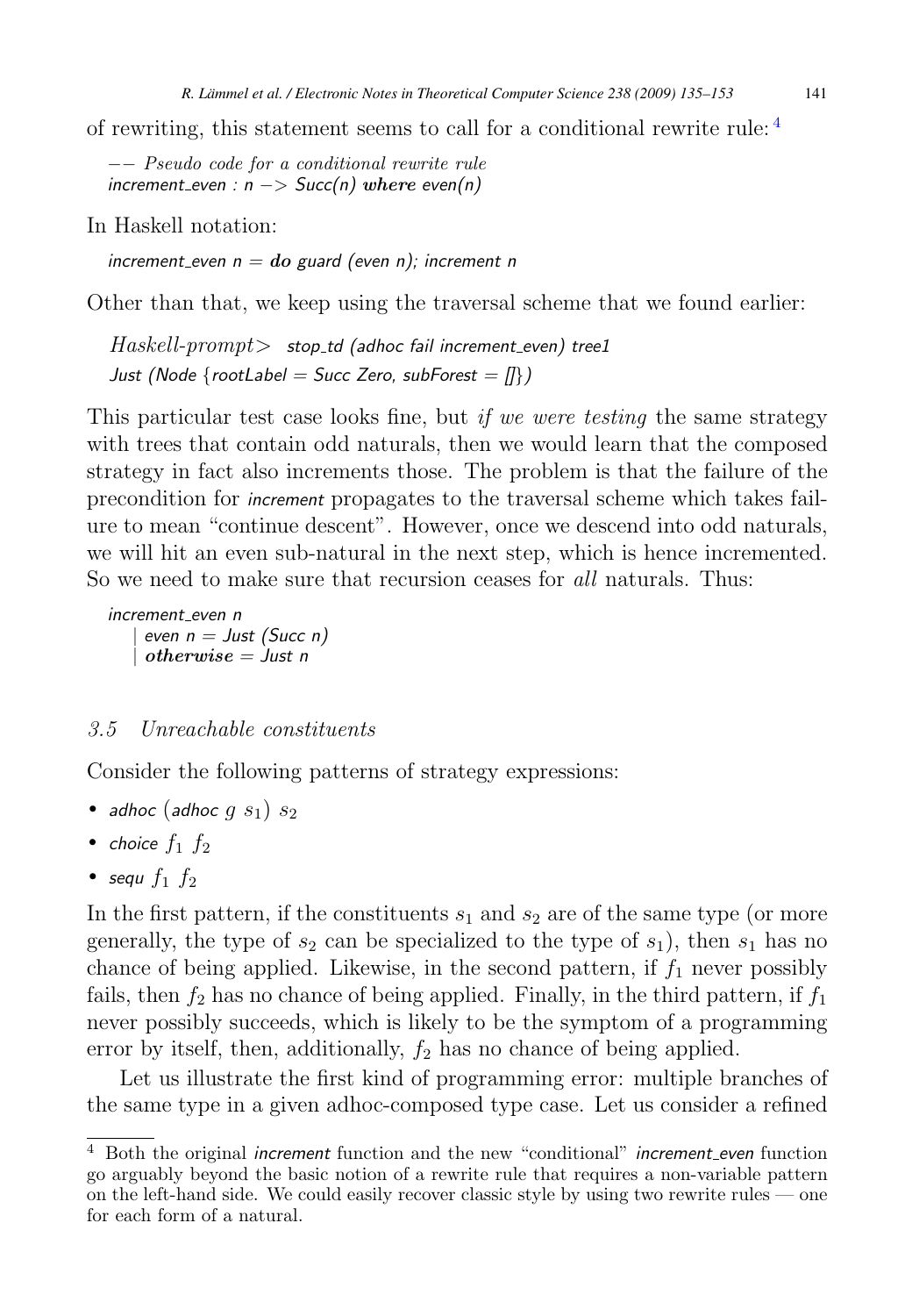of rewriting, this statement seems to call for a conditional rewrite rule:[4]

```
-- Pseudo code for a conditional rewrite rule
increment_even : n -> Succ(n) where even(n)
```

In Haskell notation:

```
increment_even n = do guard (even n); increment n
```

Other than that, we keep using the traversal scheme that we found earlier:

```
Haskell-prompt> stop_td (adhoc fail increment_even) tree1
Just (Node {rootLabel = Succ Zero, subForest = []})
```

This particular test case looks fine, but *if we were testing* the same strategy with trees that contain odd naturals, then we would learn that the composed strategy in fact also increments those. The problem is that the failure of the precondition for *increment* propagates to the traversal scheme which takes failure to mean "continue descent". However, once we descend into odd naturals, we will hit an even sub-natural in the next step, which is hence incremented. So we need to make sure that recursion ceases for *all* naturals. Thus:

```
increment_even n
  | even n = Just (Succ n)
  | otherwise = Just n
```

### 3.5 Unreachable constituents

Consider the following patterns of strategy expressions:

- *adhoc* (*adhoc* $g$ $s_1$) $s_2$
- *choice* $f_1$ $f_2$
- *sequ* $f_1$ $f_2$

In the first pattern, if the constituents $s_1$ and $s_2$ are of the same type (or more generally, the type of $s_2$ can be specialized to the type of $s_1$), then $s_1$ has no chance of being applied. Likewise, in the second pattern, if $f_1$ never possibly fails, then $f_2$ has no chance of being applied. Finally, in the third pattern, if $f_1$ never possibly succeeds, which is likely to be the symptom of a programming error by itself, then, additionally, $f_2$ has no chance of being applied.

Let us illustrate the first kind of programming error: multiple branches of the same type in a given adhoc-composed type case. Let us consider a refined

[4] Both the original *increment* function and the new "conditional" *increment_even* function go arguably beyond the basic notion of a rewrite rule that requires a non-variable pattern on the left-hand side. We could easily recover classic style by using two rewrite rules — one for each form of a natural.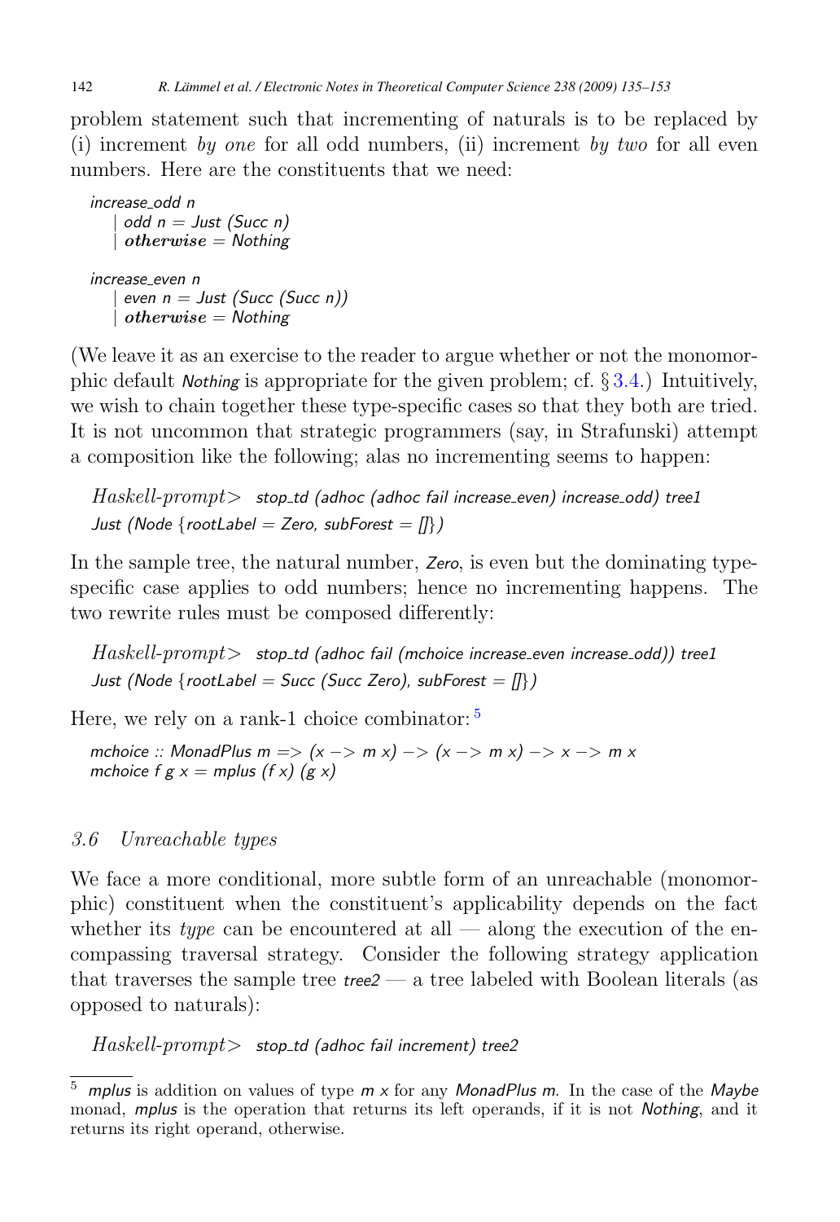problem statement such that incrementing of naturals is to be replaced by (i) increment *by one* for all odd numbers, (ii) increment *by two* for all even numbers. Here are the constituents that we need:

```
increase_odd n
    | odd n = Just (Succ n)
    | otherwise = Nothing

increase_even n
    | even n = Just (Succ (Succ n))
    | otherwise = Nothing
```

(We leave it as an exercise to the reader to argue whether or not the monomorphic default *Nothing* is appropriate for the given problem; cf. § 3.4.) Intuitively, we wish to chain together these type-specific cases so that they both are tried. It is not uncommon that strategic programmers (say, in Strafunski) attempt a composition like the following; alas no incrementing seems to happen:

```
Haskell-prompt> stop_td (adhoc (adhoc fail increase_even) increase_odd) tree1
Just (Node {rootLabel = Zero, subForest = []})
```

In the sample tree, the natural number, *Zero*, is even but the dominating type-specific case applies to odd numbers; hence no incrementing happens. The two rewrite rules must be composed differently:

```
Haskell-prompt> stop_td (adhoc fail (mchoice increase_even increase_odd)) tree1
Just (Node {rootLabel = Succ (Succ Zero), subForest = []})
```

Here, we rely on a rank-1 choice combinator: [5]

```
mchoice :: MonadPlus m => (x -> m x) -> (x -> m x) -> x -> m x
mchoice f g x = mplus (f x) (g x)
```

### 3.6 Unreachable types

We face a more conditional, more subtle form of an unreachable (monomorphic) constituent when the constituent's applicability depends on the fact whether its *type* can be encountered at all — along the execution of the encompassing traversal strategy. Consider the following strategy application that traverses the sample tree *tree2* — a tree labeled with Boolean literals (as opposed to naturals):

```
Haskell-prompt> stop_td (adhoc fail increment) tree2
```

[5] *mplus* is addition on values of type *m x* for any *MonadPlus m*. In the case of the *Maybe* monad, *mplus* is the operation that returns its left operands, if it is not *Nothing*, and it returns its right operand, otherwise.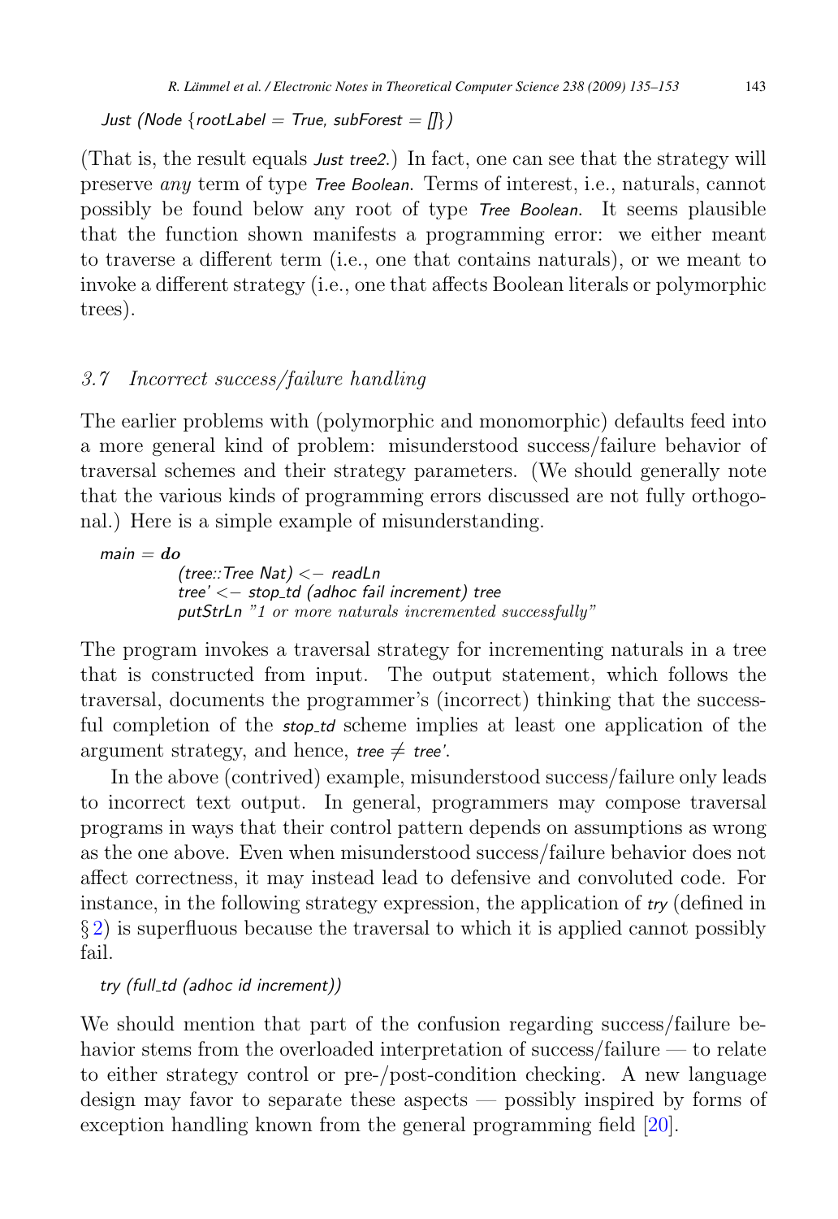```
Just (Node {rootLabel = True, subForest = []})
```

(That is, the result equals *Just tree2*.) In fact, one can see that the strategy will preserve *any* term of type *Tree Boolean*. Terms of interest, i.e., naturals, cannot possibly be found below any root of type *Tree Boolean*. It seems plausible that the function shown manifests a programming error: we either meant to traverse a different term (i.e., one that contains naturals), or we meant to invoke a different strategy (i.e., one that affects Boolean literals or polymorphic trees).

### 3.7 Incorrect success/failure handling

The earlier problems with (polymorphic and monomorphic) defaults feed into a more general kind of problem: misunderstood success/failure behavior of traversal schemes and their strategy parameters. (We should generally note that the various kinds of programming errors discussed are not fully orthogonal.) Here is a simple example of misunderstanding.

```
main = do
          (tree::Tree Nat) <- readLn
          tree' <- stop_td (adhoc fail increment) tree
          putStrLn "1 or more naturals incremented successfully"
```

The program invokes a traversal strategy for incrementing naturals in a tree that is constructed from input. The output statement, which follows the traversal, documents the programmer's (incorrect) thinking that the successful completion of the *stop_td* scheme implies at least one application of the argument strategy, and hence, $tree \neq tree'$.

In the above (contrived) example, misunderstood success/failure only leads to incorrect text output. In general, programmers may compose traversal programs in ways that their control pattern depends on assumptions as wrong as the one above. Even when misunderstood success/failure behavior does not affect correctness, it may instead lead to defensive and convoluted code. For instance, in the following strategy expression, the application of *try* (defined in § 2) is superfluous because the traversal to which it is applied cannot possibly fail.

```
try (full_td (adhoc id increment))
```

We should mention that part of the confusion regarding success/failure behavior stems from the overloaded interpretation of success/failure — to relate to either strategy control or pre-/post-condition checking. A new language design may favor to separate these aspects — possibly inspired by forms of exception handling known from the general programming field [20].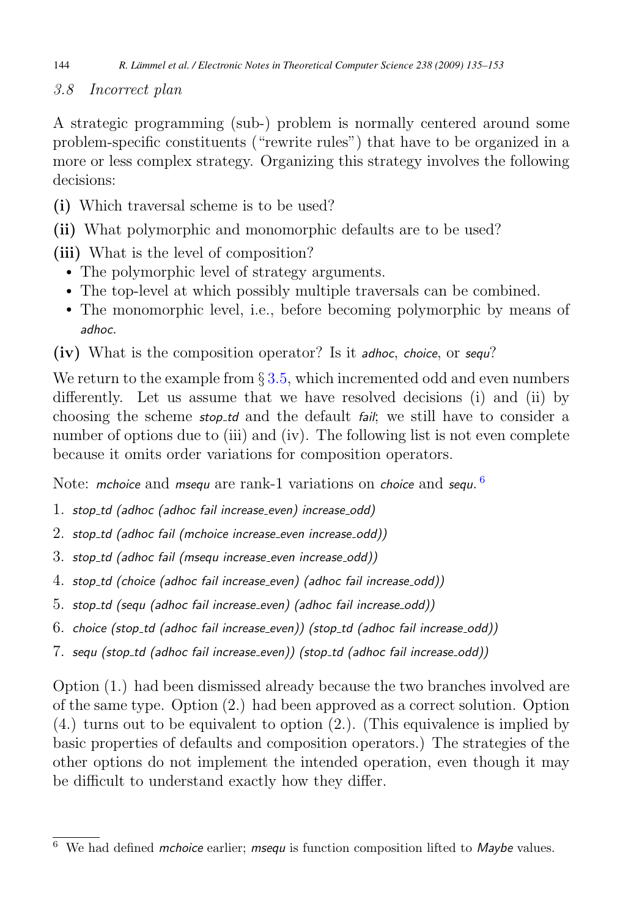### 3.8 Incorrect plan

A strategic programming (sub-) problem is normally centered around some problem-specific constituents ("rewrite rules") that have to be organized in a more or less complex strategy. Organizing this strategy involves the following decisions:

**(i)** Which traversal scheme is to be used?

**(ii)** What polymorphic and monomorphic defaults are to be used?

**(iii)** What is the level of composition?

- The polymorphic level of strategy arguments.
- The top-level at which possibly multiple traversals can be combined.
- The monomorphic level, i.e., before becoming polymorphic by means of *adhoc*.

**(iv)** What is the composition operator? Is it *adhoc*, *choice*, or *sequ*?

We return to the example from § 3.5, which incremented odd and even numbers differently. Let us assume that we have resolved decisions (i) and (ii) by choosing the scheme *stop_td* and the default *fail*; we still have to consider a number of options due to (iii) and (iv). The following list is not even complete because it omits order variations for composition operators.

Note: *mchoice* and *msequ* are rank-1 variations on *choice* and *sequ*. [6]

1. *stop_td (adhoc (adhoc fail increase_even) increase_odd)*
2. *stop_td (adhoc fail (mchoice increase_even increase_odd))*
3. *stop_td (adhoc fail (msequ increase_even increase_odd))*
4. *stop_td (choice (adhoc fail increase_even) (adhoc fail increase_odd))*
5. *stop_td (sequ (adhoc fail increase_even) (adhoc fail increase_odd))*
6. *choice (stop_td (adhoc fail increase_even)) (stop_td (adhoc fail increase_odd))*
7. *sequ (stop_td (adhoc fail increase_even)) (stop_td (adhoc fail increase_odd))*

Option (1.) had been dismissed already because the two branches involved are of the same type. Option (2.) had been approved as a correct solution. Option (4.) turns out to be equivalent to option (2.). (This equivalence is implied by basic properties of defaults and composition operators.) The strategies of the other options do not implement the intended operation, even though it may be difficult to understand exactly how they differ.

---

[6] We had defined *mchoice* earlier; *msequ* is function composition lifted to *Maybe* values.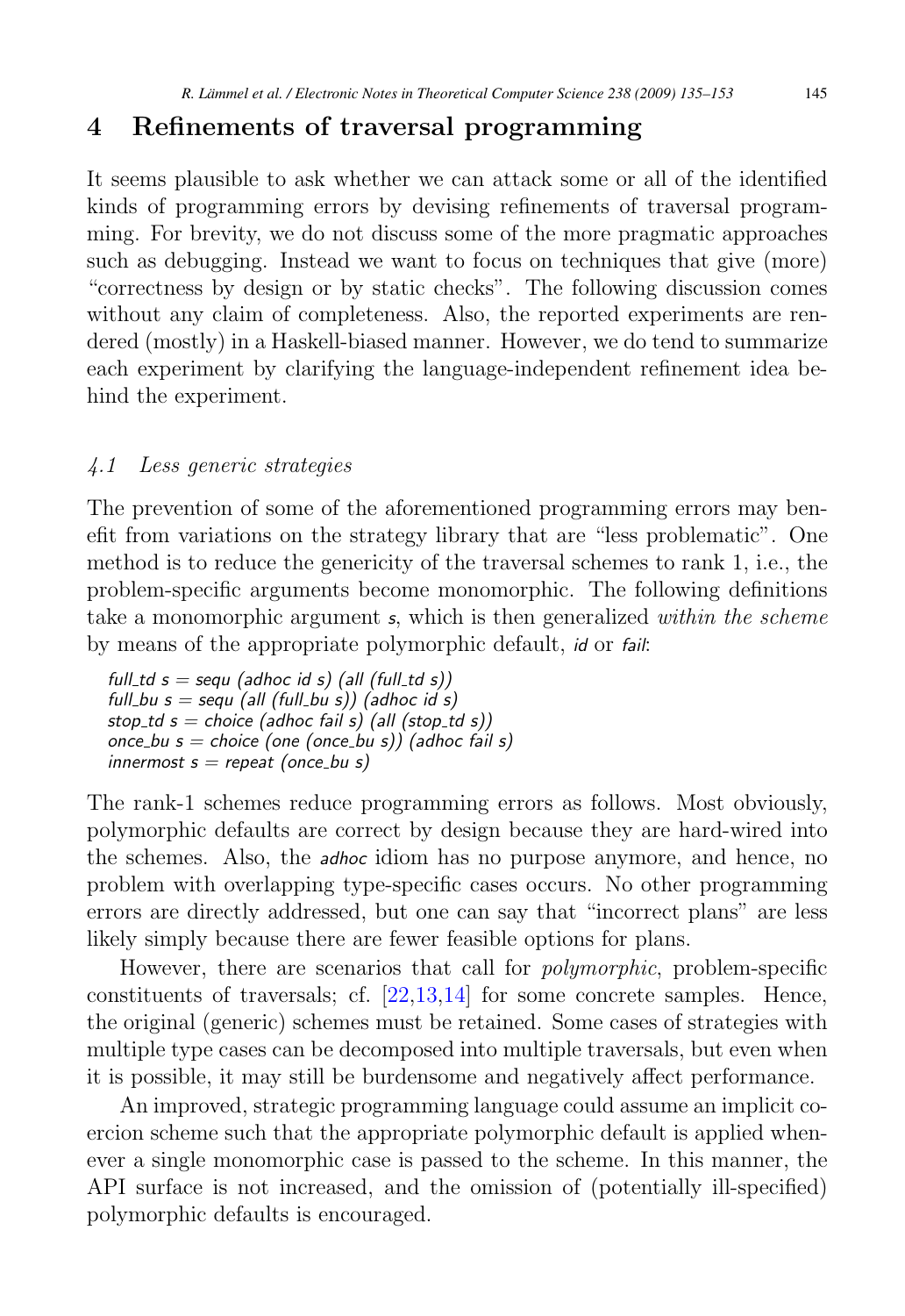## 4 Refinements of traversal programming

It seems plausible to ask whether we can attack some or all of the identified kinds of programming errors by devising refinements of traversal programming. For brevity, we do not discuss some of the more pragmatic approaches such as debugging. Instead we want to focus on techniques that give (more) "correctness by design or by static checks". The following discussion comes without any claim of completeness. Also, the reported experiments are rendered (mostly) in a Haskell-biased manner. However, we do tend to summarize each experiment by clarifying the language-independent refinement idea behind the experiment.

### *4.1 Less generic strategies*

The prevention of some of the aforementioned programming errors may benefit from variations on the strategy library that are "less problematic". One method is to reduce the genericity of the traversal schemes to rank 1, i.e., the problem-specific arguments become monomorphic. The following definitions take a monomorphic argument *s*, which is then generalized *within the scheme* by means of the appropriate polymorphic default, *id* or *fail*:

```
full_td s = sequ (adhoc id s) (all (full_td s))
full_bu s = sequ (all (full_bu s)) (adhoc id s)
stop_td s = choice (adhoc fail s) (all (stop_td s))
once_bu s = choice (one (once_bu s)) (adhoc fail s)
innermost s = repeat (once_bu s)
```

The rank-1 schemes reduce programming errors as follows. Most obviously, polymorphic defaults are correct by design because they are hard-wired into the schemes. Also, the *adhoc* idiom has no purpose anymore, and hence, no problem with overlapping type-specific cases occurs. No other programming errors are directly addressed, but one can say that "incorrect plans" are less likely simply because there are fewer feasible options for plans.

However, there are scenarios that call for *polymorphic*, problem-specific constituents of traversals; cf. [22,13,14] for some concrete samples. Hence, the original (generic) schemes must be retained. Some cases of strategies with multiple type cases can be decomposed into multiple traversals, but even when it is possible, it may still be burdensome and negatively affect performance.

An improved, strategic programming language could assume an implicit coercion scheme such that the appropriate polymorphic default is applied whenever a single monomorphic case is passed to the scheme. In this manner, the API surface is not increased, and the omission of (potentially ill-specified) polymorphic defaults is encouraged.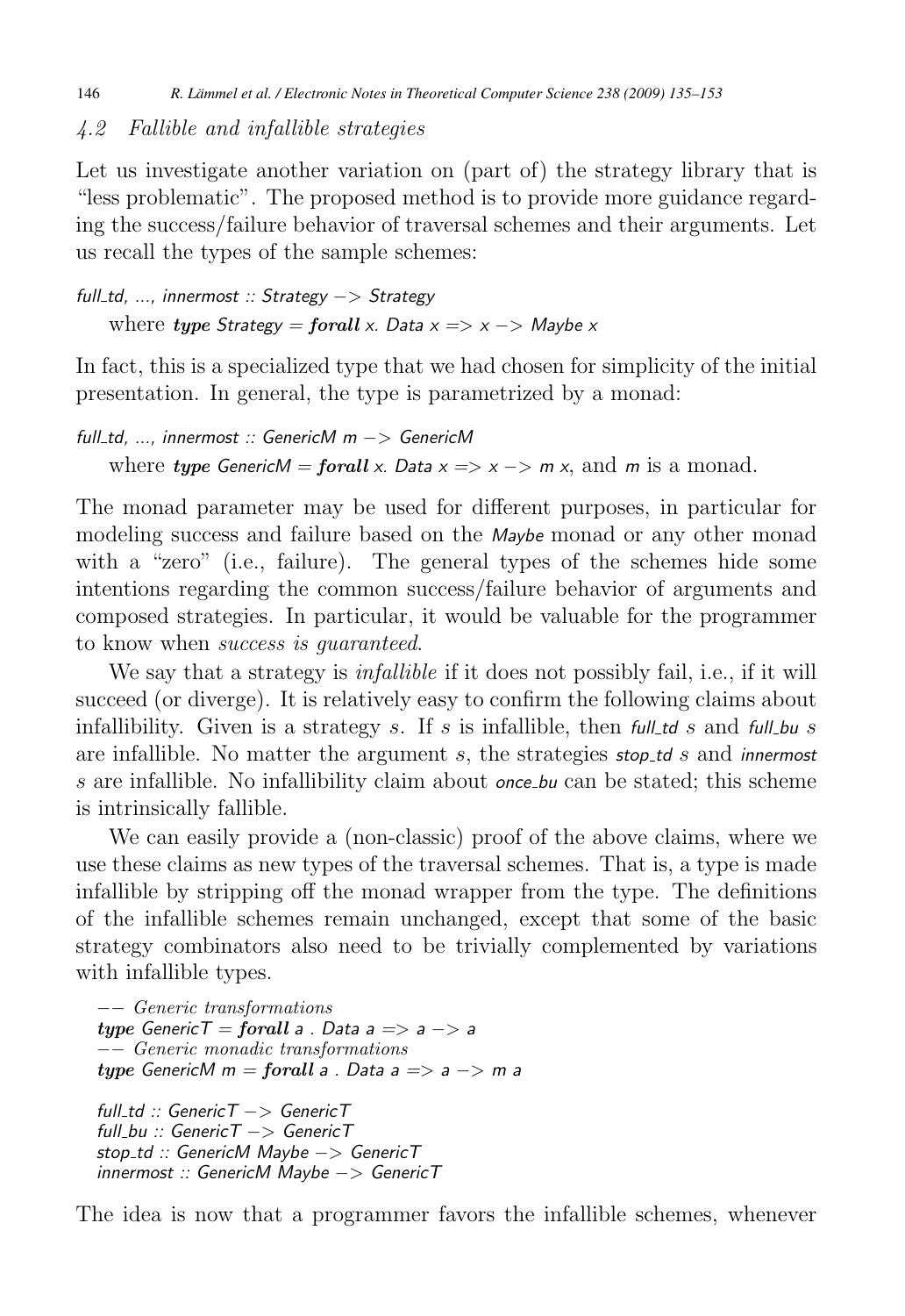### 4.2 Fallible and infallible strategies

Let us investigate another variation on (part of) the strategy library that is "less problematic". The proposed method is to provide more guidance regarding the success/failure behavior of traversal schemes and their arguments. Let us recall the types of the sample schemes:

```
full_td, ..., innermost :: Strategy -> Strategy
    where type Strategy = forall x. Data x => x -> Maybe x
```

In fact, this is a specialized type that we had chosen for simplicity of the initial presentation. In general, the type is parametrized by a monad:

```
full_td, ..., innermost :: GenericM m -> GenericM
    where type GenericM = forall x. Data x => x -> m x, and m is a monad.
```

The monad parameter may be used for different purposes, in particular for modeling success and failure based on the *Maybe* monad or any other monad with a "zero" (i.e., failure). The general types of the schemes hide some intentions regarding the common success/failure behavior of arguments and composed strategies. In particular, it would be valuable for the programmer to know when *success is guaranteed*.

We say that a strategy is *infallible* if it does not possibly fail, i.e., if it will succeed (or diverge). It is relatively easy to confirm the following claims about infallibility. Given is a strategy $s$. If $s$ is infallible, then *full_td* $s$ and *full_bu* $s$ are infallible. No matter the argument $s$, the strategies *stop_td* $s$ and *innermost* $s$ are infallible. No infallibility claim about *once_bu* can be stated; this scheme is intrinsically fallible.

We can easily provide a (non-classic) proof of the above claims, where we use these claims as new types of the traversal schemes. That is, a type is made infallible by stripping off the monad wrapper from the type. The definitions of the infallible schemes remain unchanged, except that some of the basic strategy combinators also need to be trivially complemented by variations with infallible types.

```
-- Generic transformations
type GenericT = forall a . Data a => a -> a
-- Generic monadic transformations
type GenericM m = forall a . Data a => a -> m a

full_td :: GenericT -> GenericT
full_bu :: GenericT -> GenericT
stop_td :: GenericM Maybe -> GenericT
innermost :: GenericM Maybe -> GenericT
```

The idea is now that a programmer favors the infallible schemes, whenever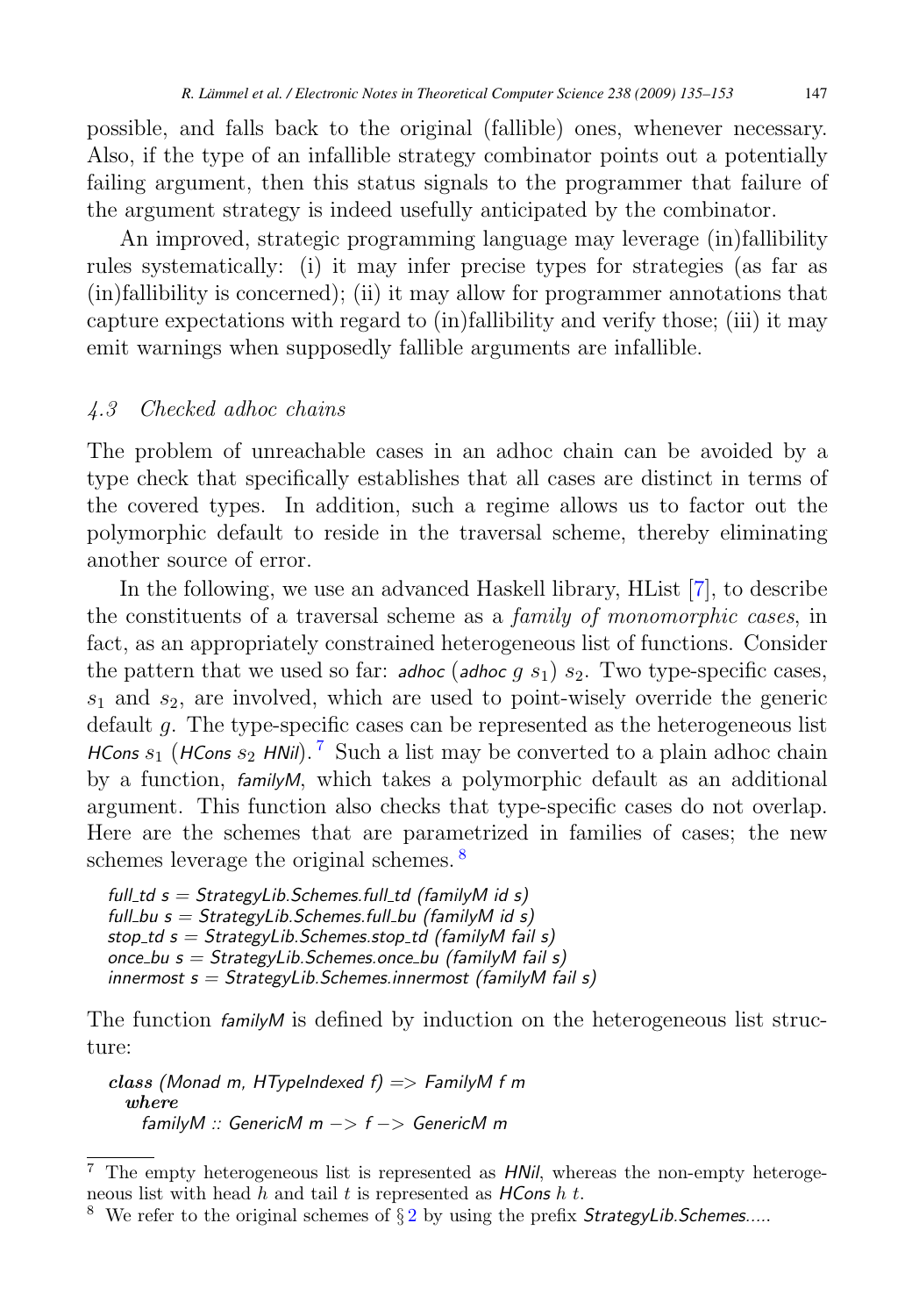possible, and falls back to the original (fallible) ones, whenever necessary. Also, if the type of an infallible strategy combinator points out a potentially failing argument, then this status signals to the programmer that failure of the argument strategy is indeed usefully anticipated by the combinator.

An improved, strategic programming language may leverage (in)fallibility rules systematically: (i) it may infer precise types for strategies (as far as (in)fallibility is concerned); (ii) it may allow for programmer annotations that capture expectations with regard to (in)fallibility and verify those; (iii) it may emit warnings when supposedly fallible arguments are infallible.

### *4.3 Checked adhoc chains*

The problem of unreachable cases in an adhoc chain can be avoided by a type check that specifically establishes that all cases are distinct in terms of the covered types. In addition, such a regime allows us to factor out the polymorphic default to reside in the traversal scheme, thereby eliminating another source of error.

In the following, we use an advanced Haskell library, HList [7], to describe the constituents of a traversal scheme as a *family of monomorphic cases*, in fact, as an appropriately constrained heterogeneous list of functions. Consider the pattern that we used so far: *adhoc* (*adhoc* $g$ $s_1$) $s_2$. Two type-specific cases, $s_1$ and $s_2$, are involved, which are used to point-wisely override the generic default $g$. The type-specific cases can be represented as the heterogeneous list *HCons* $s_1$ (*HCons* $s_2$ *HNil*).[7] Such a list may be converted to a plain adhoc chain by a function, *familyM*, which takes a polymorphic default as an additional argument. This function also checks that type-specific cases do not overlap. Here are the schemes that are parametrized in families of cases; the new schemes leverage the original schemes.[8]

```
full_td s = StrategyLib.Schemes.full_td (familyM id s)
full_bu s = StrategyLib.Schemes.full_bu (familyM id s)
stop_td s = StrategyLib.Schemes.stop_td (familyM fail s)
once_bu s = StrategyLib.Schemes.once_bu (familyM fail s)
innermost s = StrategyLib.Schemes.innermost (familyM fail s)
```

The function *familyM* is defined by induction on the heterogeneous list structure:

```
class (Monad m, HTypeIndexed f) => FamilyM f m
  where
    familyM :: GenericM m -> f -> GenericM m
```

[7] The empty heterogeneous list is represented as *HNil*, whereas the non-empty heterogeneous list with head $h$ and tail $t$ is represented as *HCons* $h$ $t$.

[8] We refer to the original schemes of § 2 by using the prefix *StrategyLib.Schemes.*....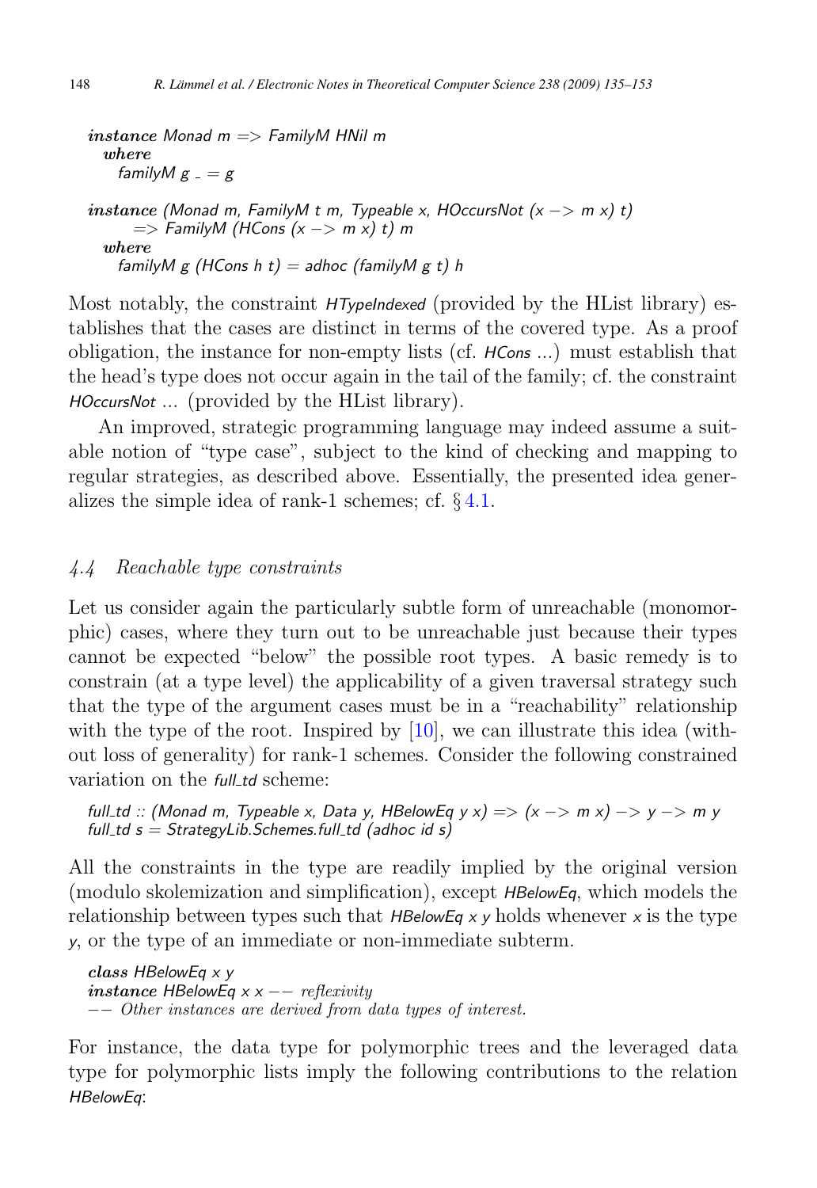```
instance Monad m => FamilyM HNil m
  where
    familyM g _ = g

instance (Monad m, FamilyM t m, Typeable x, HOccursNot (x -> m x) t)
      => FamilyM (HCons (x -> m x) t) m
  where
    familyM g (HCons h t) = adhoc (familyM g t) h
```

Most notably, the constraint *HTypeIndexed* (provided by the HList library) establishes that the cases are distinct in terms of the covered type. As a proof obligation, the instance for non-empty lists (cf. *HCons* ...) must establish that the head's type does not occur again in the tail of the family; cf. the constraint *HOccursNot* ... (provided by the HList library).

An improved, strategic programming language may indeed assume a suitable notion of "type case", subject to the kind of checking and mapping to regular strategies, as described above. Essentially, the presented idea generalizes the simple idea of rank-1 schemes; cf. § 4.1.

### 4.4 Reachable type constraints

Let us consider again the particularly subtle form of unreachable (monomorphic) cases, where they turn out to be unreachable just because their types cannot be expected "below" the possible root types. A basic remedy is to constrain (at a type level) the applicability of a given traversal strategy such that the type of the argument cases must be in a "reachability" relationship with the type of the root. Inspired by [10], we can illustrate this idea (without loss of generality) for rank-1 schemes. Consider the following constrained variation on the *full_td* scheme:

```
full_td :: (Monad m, Typeable x, Data y, HBelowEq y x) => (x -> m x) -> y -> m y
full_td s = StrategyLib.Schemes.full_td (adhoc id s)
```

All the constraints in the type are readily implied by the original version (modulo skolemization and simplification), except *HBelowEq*, which models the relationship between types such that *HBelowEq x y* holds whenever *x* is the type *y*, or the type of an immediate or non-immediate subterm.

```
class HBelowEq x y
instance HBelowEq x x -- reflexivity
-- Other instances are derived from data types of interest.
```

For instance, the data type for polymorphic trees and the leveraged data type for polymorphic lists imply the following contributions to the relation *HBelowEq*: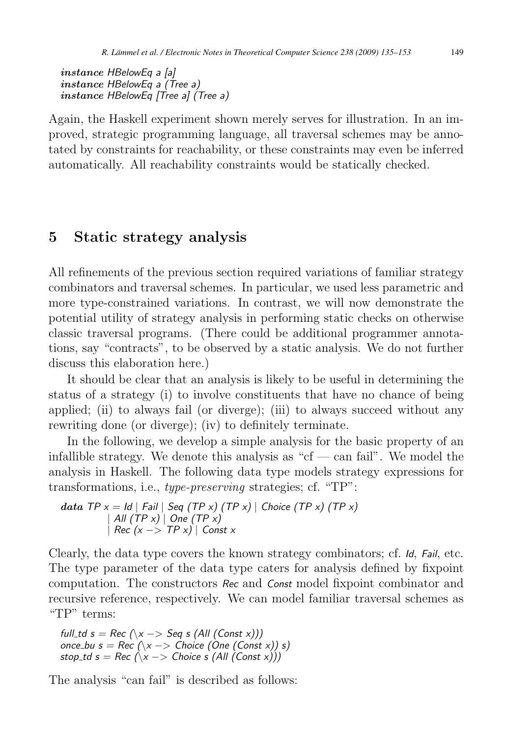```
instance HBelowEq a [a]
instance HBelowEq a (Tree a)
instance HBelowEq [Tree a] (Tree a)
```

Again, the Haskell experiment shown merely serves for illustration. In an improved, strategic programming language, all traversal schemes may be annotated by constraints for reachability, or these constraints may even be inferred automatically. All reachability constraints would be statically checked.

## 5 Static strategy analysis

All refinements of the previous section required variations of familiar strategy combinators and traversal schemes. In particular, we used less parametric and more type-constrained variations. In contrast, we will now demonstrate the potential utility of strategy analysis in performing static checks on otherwise classic traversal programs. (There could be additional programmer annotations, say "contracts", to be observed by a static analysis. We do not further discuss this elaboration here.)

It should be clear that an analysis is likely to be useful in determining the status of a strategy (i) to involve constituents that have no chance of being applied; (ii) to always fail (or diverge); (iii) to always succeed without any rewriting done (or diverge); (iv) to definitely terminate.

In the following, we develop a simple analysis for the basic property of an infallible strategy. We denote this analysis as "cf — can fail". We model the analysis in Haskell. The following data type models strategy expressions for transformations, i.e., *type-preserving* strategies; cf. "TP":

```
data TP x = Id | Fail | Seq (TP x) (TP x) | Choice (TP x) (TP x)
          | All (TP x) | One (TP x)
          | Rec (x -> TP x) | Const x
```

Clearly, the data type covers the known strategy combinators; cf. *Id*, *Fail*, etc. The type parameter of the data type caters for analysis defined by fixpoint computation. The constructors *Rec* and *Const* model fixpoint combinator and recursive reference, respectively. We can model familiar traversal schemes as "TP" terms:

```
full_td s = Rec (\x -> Seq s (All (Const x)))
once_bu s = Rec (\x -> Choice (One (Const x)) s)
stop_td s = Rec (\x -> Choice s (All (Const x)))
```

The analysis "can fail" is described as follows: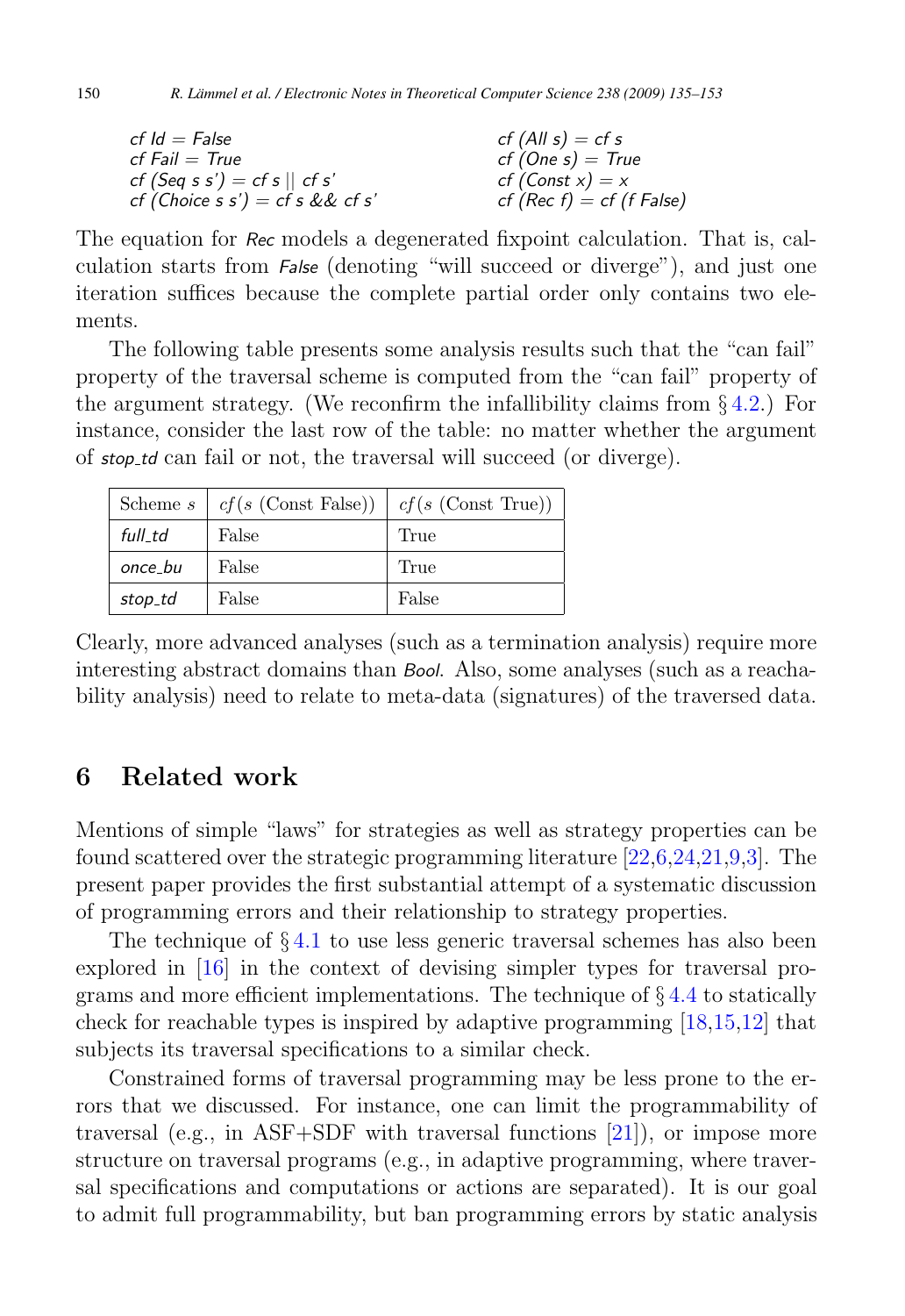```
cf Id = False                         cf (All s) = cf s
cf Fail = True                        cf (One s) = True
cf (Seq s s') = cf s || cf s'         cf (Const x) = x
cf (Choice s s') = cf s && cf s'      cf (Rec f) = cf (f False)
```

The equation for *Rec* models a degenerated fixpoint calculation. That is, calculation starts from *False* (denoting "will succeed or diverge"), and just one iteration suffices because the complete partial order only contains two elements.

The following table presents some analysis results such that the "can fail" property of the traversal scheme is computed from the "can fail" property of the argument strategy. (We reconfirm the infallibility claims from § 4.2.) For instance, consider the last row of the table: no matter whether the argument of *stop_td* can fail or not, the traversal will succeed (or diverge).

| Scheme $s$ | $cf(s$ (Const False)) | $cf(s$ (Const True)) |
|---|---|---|
| *full_td* | False | True |
| *once_bu* | False | True |
| *stop_td* | False | False |

Clearly, more advanced analyses (such as a termination analysis) require more interesting abstract domains than *Bool*. Also, some analyses (such as a reachability analysis) need to relate to meta-data (signatures) of the traversed data.

## 6 Related work

Mentions of simple "laws" for strategies as well as strategy properties can be found scattered over the strategic programming literature [22,6,24,21,9,3]. The present paper provides the first substantial attempt of a systematic discussion of programming errors and their relationship to strategy properties.

The technique of § 4.1 to use less generic traversal schemes has also been explored in [16] in the context of devising simpler types for traversal programs and more efficient implementations. The technique of § 4.4 to statically check for reachable types is inspired by adaptive programming [18,15,12] that subjects its traversal specifications to a similar check.

Constrained forms of traversal programming may be less prone to the errors that we discussed. For instance, one can limit the programmability of traversal (e.g., in ASF+SDF with traversal functions [21]), or impose more structure on traversal programs (e.g., in adaptive programming, where traversal specifications and computations or actions are separated). It is our goal to admit full programmability, but ban programming errors by static analysis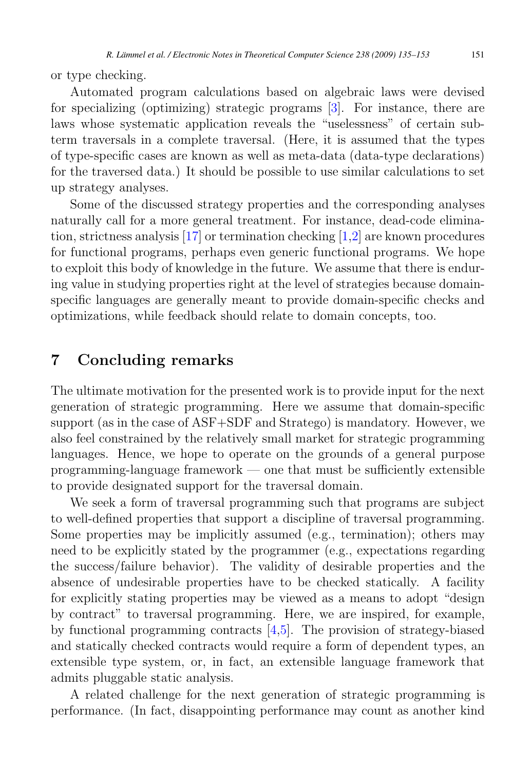or type checking.

Automated program calculations based on algebraic laws were devised for specializing (optimizing) strategic programs [3]. For instance, there are laws whose systematic application reveals the "uselessness" of certain subterm traversals in a complete traversal. (Here, it is assumed that the types of type-specific cases are known as well as meta-data (data-type declarations) for the traversed data.) It should be possible to use similar calculations to set up strategy analyses.

Some of the discussed strategy properties and the corresponding analyses naturally call for a more general treatment. For instance, dead-code elimination, strictness analysis [17] or termination checking [1,2] are known procedures for functional programs, perhaps even generic functional programs. We hope to exploit this body of knowledge in the future. We assume that there is enduring value in studying properties right at the level of strategies because domain-specific languages are generally meant to provide domain-specific checks and optimizations, while feedback should relate to domain concepts, too.

## 7 Concluding remarks

The ultimate motivation for the presented work is to provide input for the next generation of strategic programming. Here we assume that domain-specific support (as in the case of ASF+SDF and Stratego) is mandatory. However, we also feel constrained by the relatively small market for strategic programming languages. Hence, we hope to operate on the grounds of a general purpose programming-language framework — one that must be sufficiently extensible to provide designated support for the traversal domain.

We seek a form of traversal programming such that programs are subject to well-defined properties that support a discipline of traversal programming. Some properties may be implicitly assumed (e.g., termination); others may need to be explicitly stated by the programmer (e.g., expectations regarding the success/failure behavior). The validity of desirable properties and the absence of undesirable properties have to be checked statically. A facility for explicitly stating properties may be viewed as a means to adopt "design by contract" to traversal programming. Here, we are inspired, for example, by functional programming contracts [4,5]. The provision of strategy-biased and statically checked contracts would require a form of dependent types, an extensible type system, or, in fact, an extensible language framework that admits pluggable static analysis.

A related challenge for the next generation of strategic programming is performance. (In fact, disappointing performance may count as another kind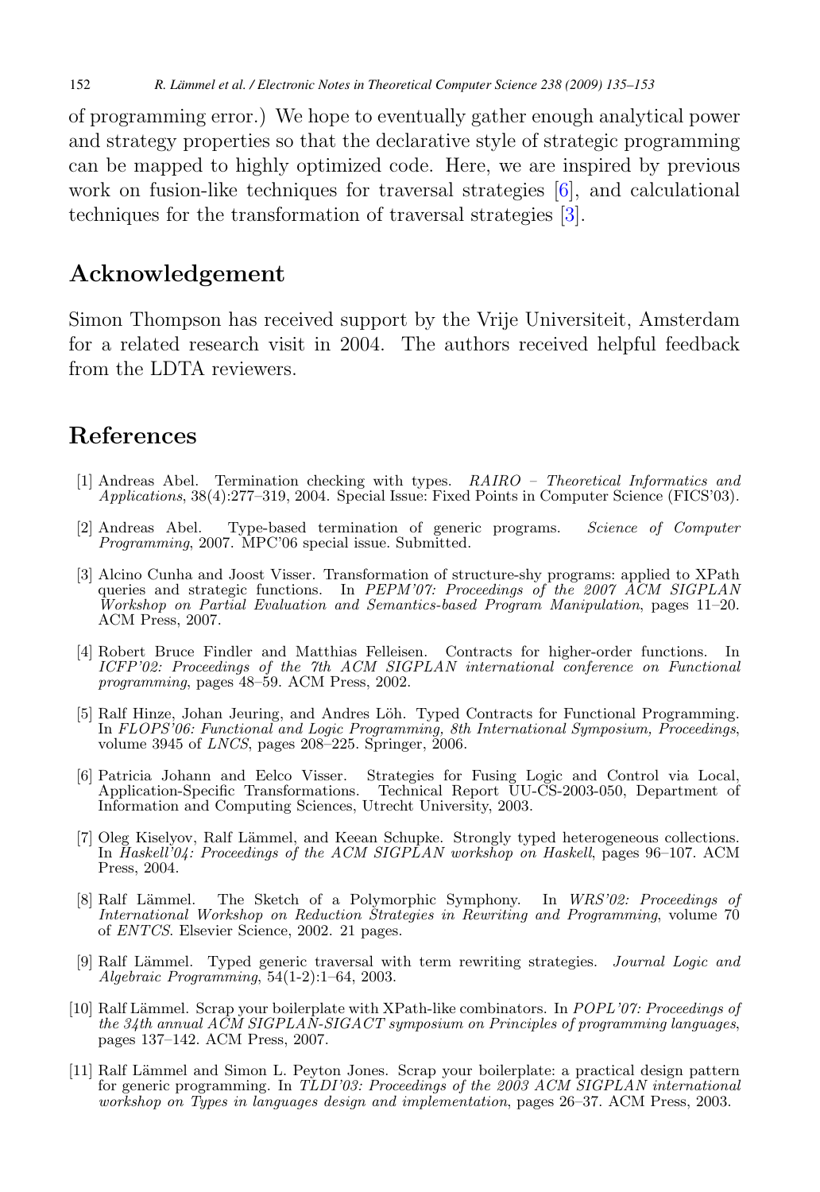of programming error.) We hope to eventually gather enough analytical power and strategy properties so that the declarative style of strategic programming can be mapped to highly optimized code. Here, we are inspired by previous work on fusion-like techniques for traversal strategies [6], and calculational techniques for the transformation of traversal strategies [3].

## Acknowledgement

Simon Thompson has received support by the Vrije Universiteit, Amsterdam for a related research visit in 2004. The authors received helpful feedback from the LDTA reviewers.

## References

[1] Andreas Abel. Termination checking with types. *RAIRO – Theoretical Informatics and Applications*, 38(4):277–319, 2004. Special Issue: Fixed Points in Computer Science (FICS'03).

[2] Andreas Abel. Type-based termination of generic programs. *Science of Computer Programming*, 2007. MPC'06 special issue. Submitted.

[3] Alcino Cunha and Joost Visser. Transformation of structure-shy programs: applied to XPath queries and strategic functions. In *PEPM'07: Proceedings of the 2007 ACM SIGPLAN Workshop on Partial Evaluation and Semantics-based Program Manipulation*, pages 11–20. ACM Press, 2007.

[4] Robert Bruce Findler and Matthias Felleisen. Contracts for higher-order functions. In *ICFP'02: Proceedings of the 7th ACM SIGPLAN international conference on Functional programming*, pages 48–59. ACM Press, 2002.

[5] Ralf Hinze, Johan Jeuring, and Andres Löh. Typed Contracts for Functional Programming. In *FLOPS'06: Functional and Logic Programming, 8th International Symposium, Proceedings*, volume 3945 of *LNCS*, pages 208–225. Springer, 2006.

[6] Patricia Johann and Eelco Visser. Strategies for Fusing Logic and Control via Local, Application-Specific Transformations. Technical Report UU-CS-2003-050, Department of Information and Computing Sciences, Utrecht University, 2003.

[7] Oleg Kiselyov, Ralf Lämmel, and Keean Schupke. Strongly typed heterogeneous collections. In *Haskell'04: Proceedings of the ACM SIGPLAN workshop on Haskell*, pages 96–107. ACM Press, 2004.

[8] Ralf Lämmel. The Sketch of a Polymorphic Symphony. In *WRS'02: Proceedings of International Workshop on Reduction Strategies in Rewriting and Programming*, volume 70 of *ENTCS*. Elsevier Science, 2002. 21 pages.

[9] Ralf Lämmel. Typed generic traversal with term rewriting strategies. *Journal Logic and Algebraic Programming*, 54(1-2):1–64, 2003.

[10] Ralf Lämmel. Scrap your boilerplate with XPath-like combinators. In *POPL'07: Proceedings of the 34th annual ACM SIGPLAN-SIGACT symposium on Principles of programming languages*, pages 137–142. ACM Press, 2007.

[11] Ralf Lämmel and Simon L. Peyton Jones. Scrap your boilerplate: a practical design pattern for generic programming. In *TLDI'03: Proceedings of the 2003 ACM SIGPLAN international workshop on Types in languages design and implementation*, pages 26–37. ACM Press, 2003.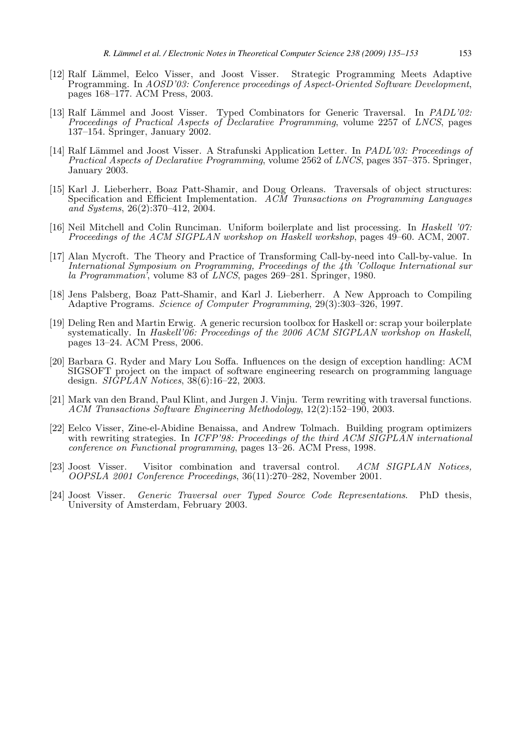[12] Ralf Lämmel, Eelco Visser, and Joost Visser. Strategic Programming Meets Adaptive Programming. In *AOSD'03: Conference proceedings of Aspect-Oriented Software Development*, pages 168–177. ACM Press, 2003.

[13] Ralf Lämmel and Joost Visser. Typed Combinators for Generic Traversal. In *PADL'02: Proceedings of Practical Aspects of Declarative Programming*, volume 2257 of *LNCS*, pages 137–154. Springer, January 2002.

[14] Ralf Lämmel and Joost Visser. A Strafunski Application Letter. In *PADL'03: Proceedings of Practical Aspects of Declarative Programming*, volume 2562 of *LNCS*, pages 357–375. Springer, January 2003.

[15] Karl J. Lieberherr, Boaz Patt-Shamir, and Doug Orleans. Traversals of object structures: Specification and Efficient Implementation. *ACM Transactions on Programming Languages and Systems*, 26(2):370–412, 2004.

[16] Neil Mitchell and Colin Runciman. Uniform boilerplate and list processing. In *Haskell '07: Proceedings of the ACM SIGPLAN workshop on Haskell workshop*, pages 49–60. ACM, 2007.

[17] Alan Mycroft. The Theory and Practice of Transforming Call-by-need into Call-by-value. In *International Symposium on Programming, Proceedings of the 4th 'Colloque International sur la Programmation'*, volume 83 of *LNCS*, pages 269–281. Springer, 1980.

[18] Jens Palsberg, Boaz Patt-Shamir, and Karl J. Lieberherr. A New Approach to Compiling Adaptive Programs. *Science of Computer Programming*, 29(3):303–326, 1997.

[19] Deling Ren and Martin Erwig. A generic recursion toolbox for Haskell or: scrap your boilerplate systematically. In *Haskell'06: Proceedings of the 2006 ACM SIGPLAN workshop on Haskell*, pages 13–24. ACM Press, 2006.

[20] Barbara G. Ryder and Mary Lou Soffa. Influences on the design of exception handling: ACM SIGSOFT project on the impact of software engineering research on programming language design. *SIGPLAN Notices*, 38(6):16–22, 2003.

[21] Mark van den Brand, Paul Klint, and Jurgen J. Vinju. Term rewriting with traversal functions. *ACM Transactions Software Engineering Methodology*, 12(2):152–190, 2003.

[22] Eelco Visser, Zine-el-Abidine Benaissa, and Andrew Tolmach. Building program optimizers with rewriting strategies. In *ICFP'98: Proceedings of the third ACM SIGPLAN international conference on Functional programming*, pages 13–26. ACM Press, 1998.

[23] Joost Visser. Visitor combination and traversal control. *ACM SIGPLAN Notices, OOPSLA 2001 Conference Proceedings*, 36(11):270–282, November 2001.

[24] Joost Visser. *Generic Traversal over Typed Source Code Representations*. PhD thesis, University of Amsterdam, February 2003.